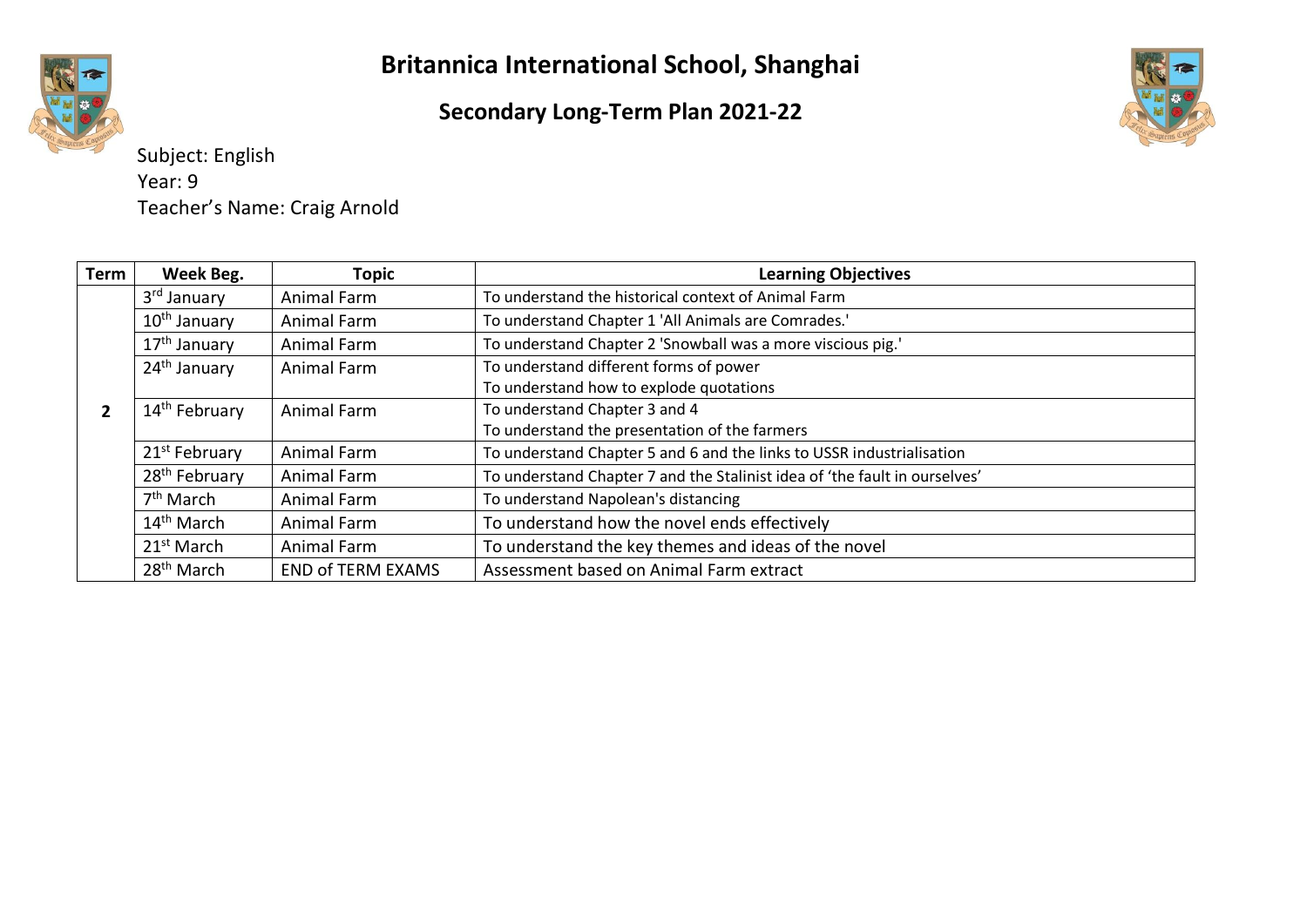# Britannica International School, Shanghai

## Secondary Long-Term Plan 2021-22

Subject: English
Year: 9
Teacher's Name: Craig Arnold

| Term | Week Beg. | Topic | Learning Objectives |
|---|---|---|---|
| 2 | 3rd January | Animal Farm | To understand the historical context of Animal Farm |
| | 10th January | Animal Farm | To understand Chapter 1 'All Animals are Comrades.' |
| | 17th January | Animal Farm | To understand Chapter 2 'Snowball was a more viscious pig.' |
| | 24th January | Animal Farm | To understand different forms of power<br>To understand how to explode quotations |
| | 14th February | Animal Farm | To understand Chapter 3 and 4<br>To understand the presentation of the farmers |
| | 21st February | Animal Farm | To understand Chapter 5 and 6 and the links to USSR industrialisation |
| | 28th February | Animal Farm | To understand Chapter 7 and the Stalinist idea of 'the fault in ourselves' |
| | 7th March | Animal Farm | To understand Napolean's distancing |
| | 14th March | Animal Farm | To understand how the novel ends effectively |
| | 21st March | Animal Farm | To understand the key themes and ideas of the novel |
| | 28th March | END of TERM EXAMS | Assessment based on Animal Farm extract |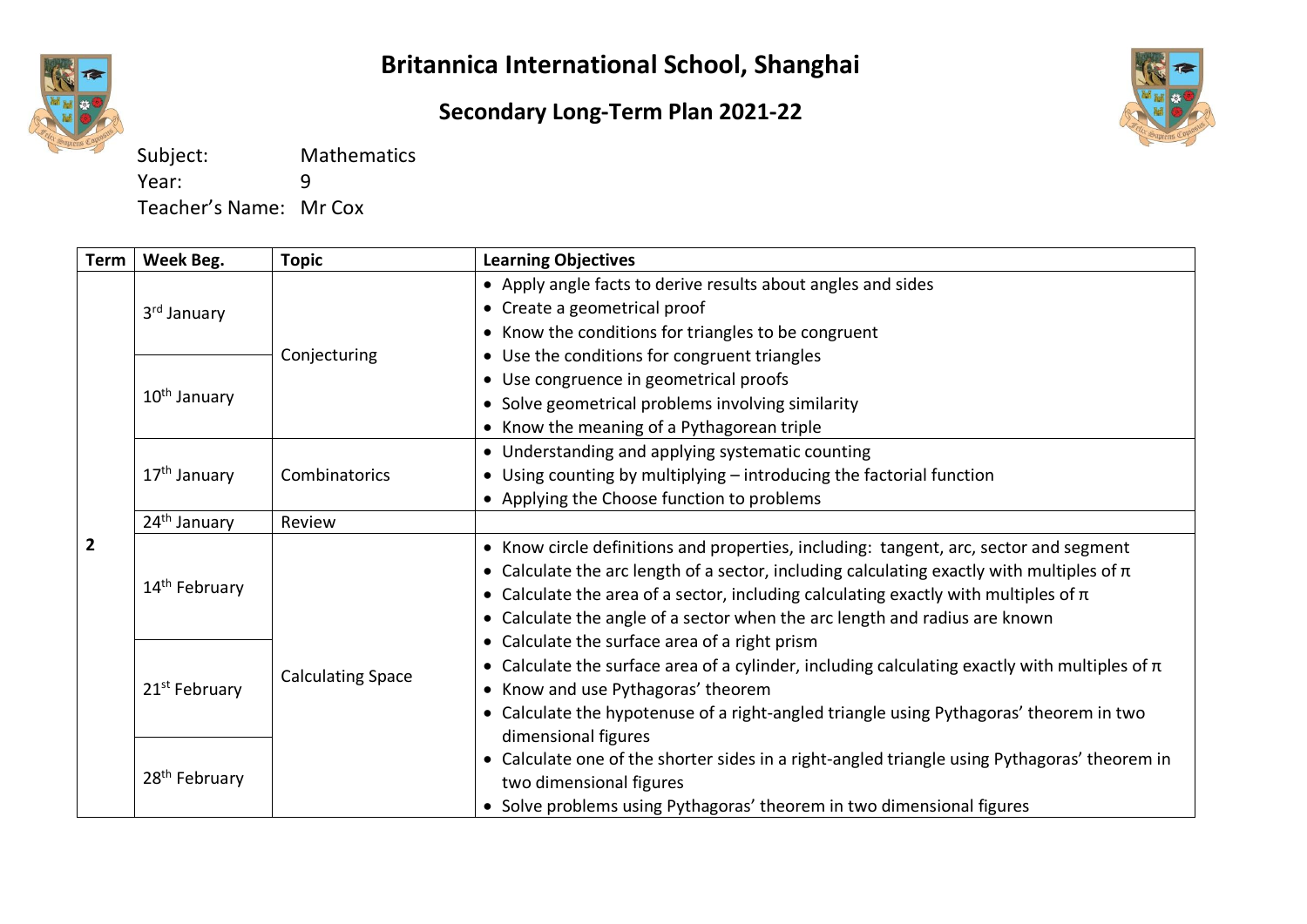# Britannica International School, Shanghai

## Secondary Long-Term Plan 2021-22

Subject: Mathematics
Year: 9
Teacher's Name: Mr Cox

| Term | Week Beg. | Topic | Learning Objectives |
|---|---|---|---|
| 2 | 3rd January | Conjecturing | • Apply angle facts to derive results about angles and sides<br>• Create a geometrical proof<br>• Know the conditions for triangles to be congruent<br>• Use the conditions for congruent triangles<br>• Use congruence in geometrical proofs<br>• Solve geometrical problems involving similarity<br>• Know the meaning of a Pythagorean triple |
| | 10th January | | |
| | 17th January | Combinatorics | • Understanding and applying systematic counting<br>• Using counting by multiplying – introducing the factorial function<br>• Applying the Choose function to problems |
| | 24th January | Review | |
| | 14th February | Calculating Space | • Know circle definitions and properties, including: tangent, arc, sector and segment<br>• Calculate the arc length of a sector, including calculating exactly with multiples of π<br>• Calculate the area of a sector, including calculating exactly with multiples of π<br>• Calculate the angle of a sector when the arc length and radius are known<br>• Calculate the surface area of a right prism<br>• Calculate the surface area of a cylinder, including calculating exactly with multiples of π<br>• Know and use Pythagoras' theorem<br>• Calculate the hypotenuse of a right-angled triangle using Pythagoras' theorem in two dimensional figures<br>• Calculate one of the shorter sides in a right-angled triangle using Pythagoras' theorem in two dimensional figures<br>• Solve problems using Pythagoras' theorem in two dimensional figures |
| | 21st February | | |
| | 28th February | | |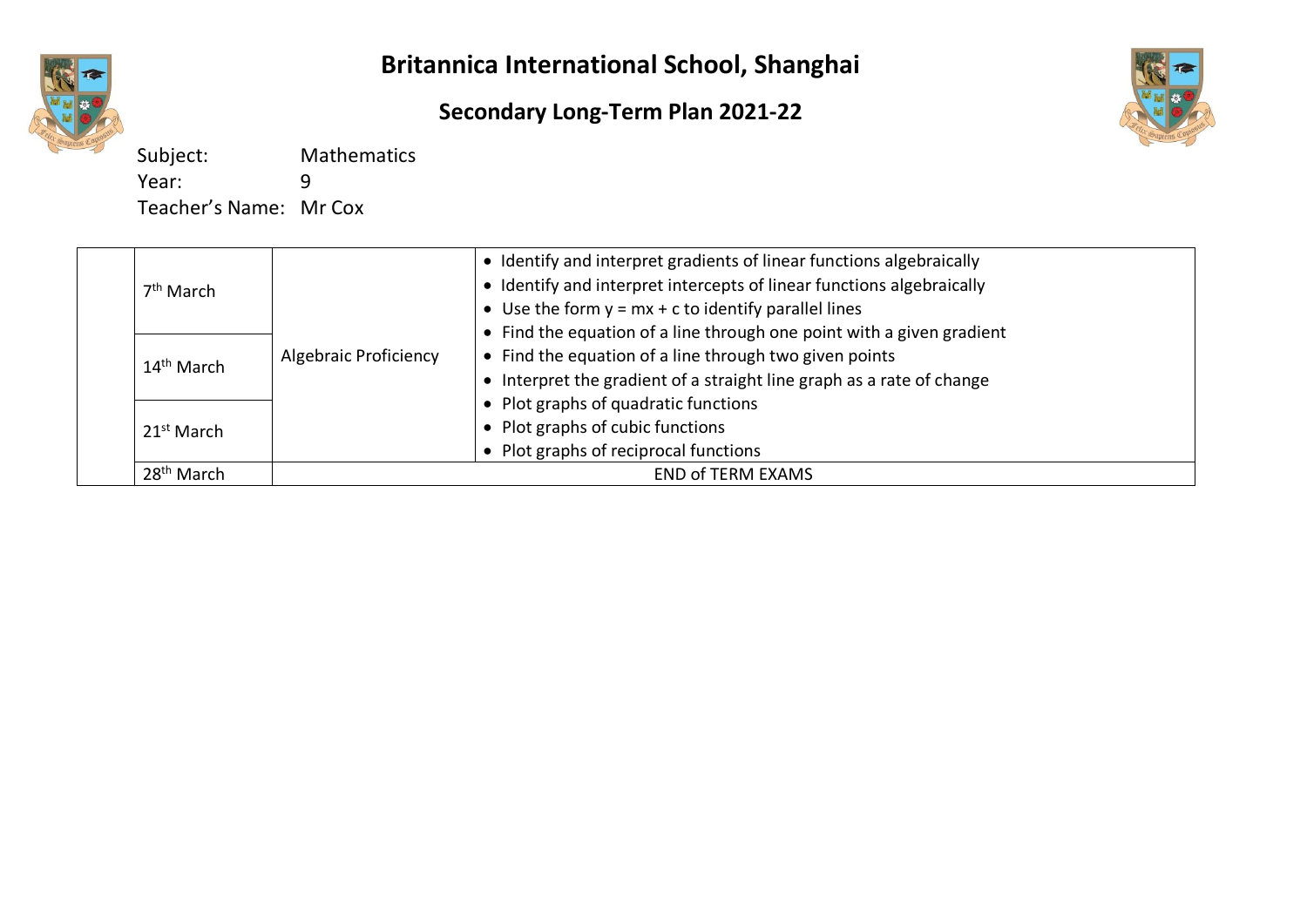# Britannica International School, Shanghai

## Secondary Long-Term Plan 2021-22

Subject: Mathematics
Year: 9
Teacher's Name: Mr Cox

| | | | |
|---|---|---|---|
| | 7th March | Algebraic Proficiency | • Identify and interpret gradients of linear functions algebraically<br>• Identify and interpret intercepts of linear functions algebraically<br>• Use the form $y = mx + c$ to identify parallel lines<br>• Find the equation of a line through one point with a given gradient<br>• Find the equation of a line through two given points<br>• Interpret the gradient of a straight line graph as a rate of change<br>• Plot graphs of quadratic functions<br>• Plot graphs of cubic functions<br>• Plot graphs of reciprocal functions |
| | 14th March | | |
| | 21st March | | |
| | 28th March | END of TERM EXAMS | |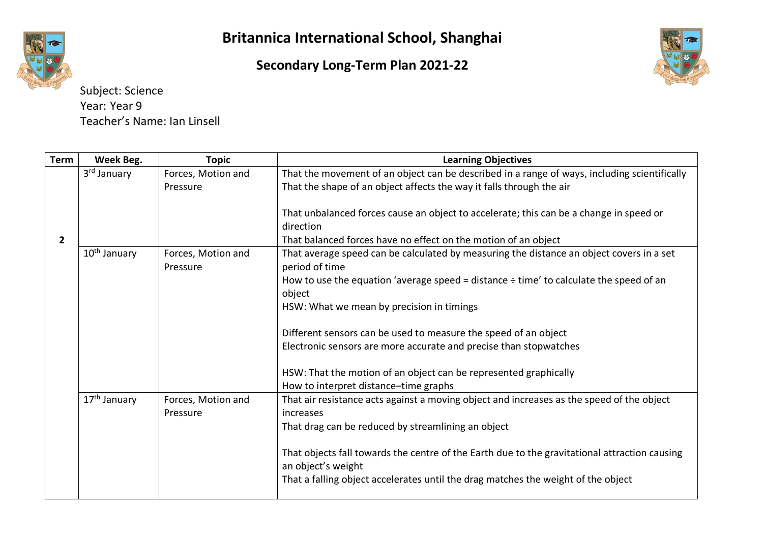# Britannica International School, Shanghai

## Secondary Long-Term Plan 2021-22

Subject: Science
Year: Year 9
Teacher's Name: Ian Linsell

| Term | Week Beg. | Topic | Learning Objectives |
|---|---|---|---|
| 2 | 3rd January | Forces, Motion and Pressure | That the movement of an object can be described in a range of ways, including scientifically<br>That the shape of an object affects the way it falls through the air<br><br>That unbalanced forces cause an object to accelerate; this can be a change in speed or direction<br>That balanced forces have no effect on the motion of an object |
| | 10th January | Forces, Motion and Pressure | That average speed can be calculated by measuring the distance an object covers in a set period of time<br>How to use the equation 'average speed = distance ÷ time' to calculate the speed of an object<br>HSW: What we mean by precision in timings<br><br>Different sensors can be used to measure the speed of an object<br>Electronic sensors are more accurate and precise than stopwatches<br><br>HSW: That the motion of an object can be represented graphically<br>How to interpret distance–time graphs |
| | 17th January | Forces, Motion and Pressure | That air resistance acts against a moving object and increases as the speed of the object increases<br>That drag can be reduced by streamlining an object<br><br>That objects fall towards the centre of the Earth due to the gravitational attraction causing an object's weight<br>That a falling object accelerates until the drag matches the weight of the object |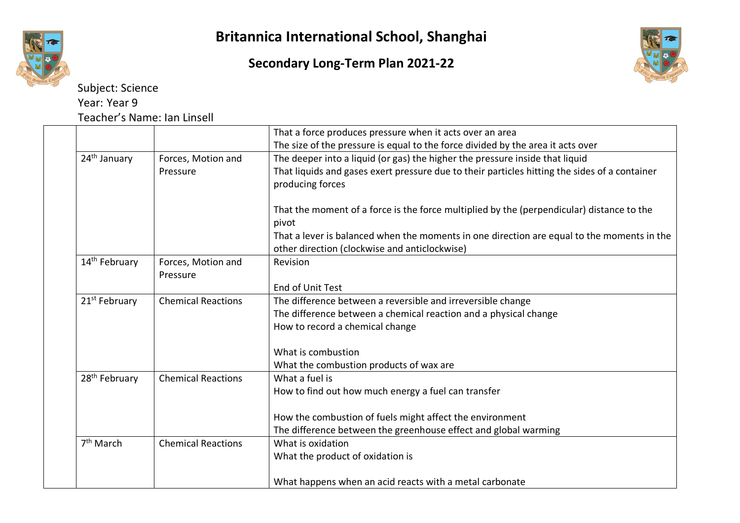# Britannica International School, Shanghai

## Secondary Long-Term Plan 2021-22

Subject: Science
Year: Year 9
Teacher's Name: Ian Linsell

| | | | |
|---|---|---|---|
| | | | That a force produces pressure when it acts over an area<br>The size of the pressure is equal to the force divided by the area it acts over |
| | 24th January | Forces, Motion and Pressure | The deeper into a liquid (or gas) the higher the pressure inside that liquid<br>That liquids and gases exert pressure due to their particles hitting the sides of a container producing forces<br><br>That the moment of a force is the force multiplied by the (perpendicular) distance to the pivot<br>That a lever is balanced when the moments in one direction are equal to the moments in the other direction (clockwise and anticlockwise) |
| | 14th February | Forces, Motion and Pressure | Revision<br><br>End of Unit Test |
| | 21st February | Chemical Reactions | The difference between a reversible and irreversible change<br>The difference between a chemical reaction and a physical change<br>How to record a chemical change<br><br>What is combustion<br>What the combustion products of wax are |
| | 28th February | Chemical Reactions | What a fuel is<br>How to find out how much energy a fuel can transfer<br><br>How the combustion of fuels might affect the environment<br>The difference between the greenhouse effect and global warming |
| | 7th March | Chemical Reactions | What is oxidation<br>What the product of oxidation is<br><br>What happens when an acid reacts with a metal carbonate |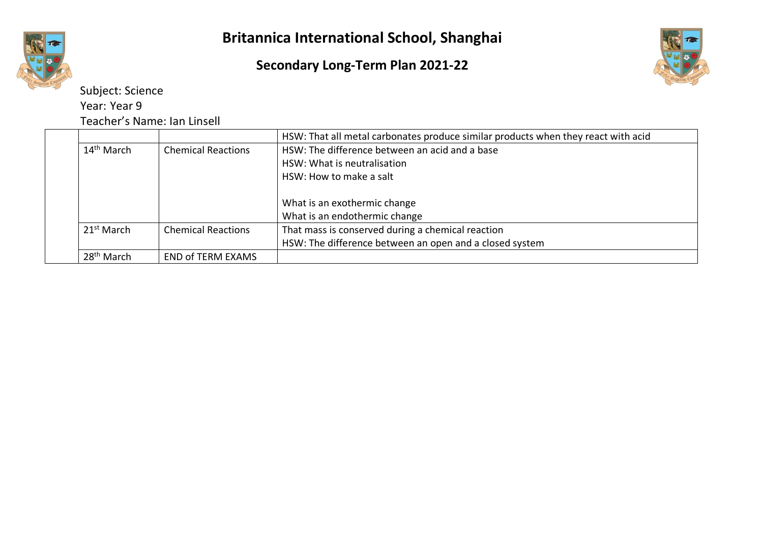# Britannica International School, Shanghai

## Secondary Long-Term Plan 2021-22

Subject: Science

Year: Year 9

Teacher's Name: Ian Linsell

| | | | |
|---|---|---|---|
| | | | HSW: That all metal carbonates produce similar products when they react with acid |
| | 14th March | Chemical Reactions | HSW: The difference between an acid and a base<br>HSW: What is neutralisation<br>HSW: How to make a salt<br><br>What is an exothermic change<br>What is an endothermic change |
| | 21st March | Chemical Reactions | That mass is conserved during a chemical reaction<br>HSW: The difference between an open and a closed system |
| | 28th March | END of TERM EXAMS | |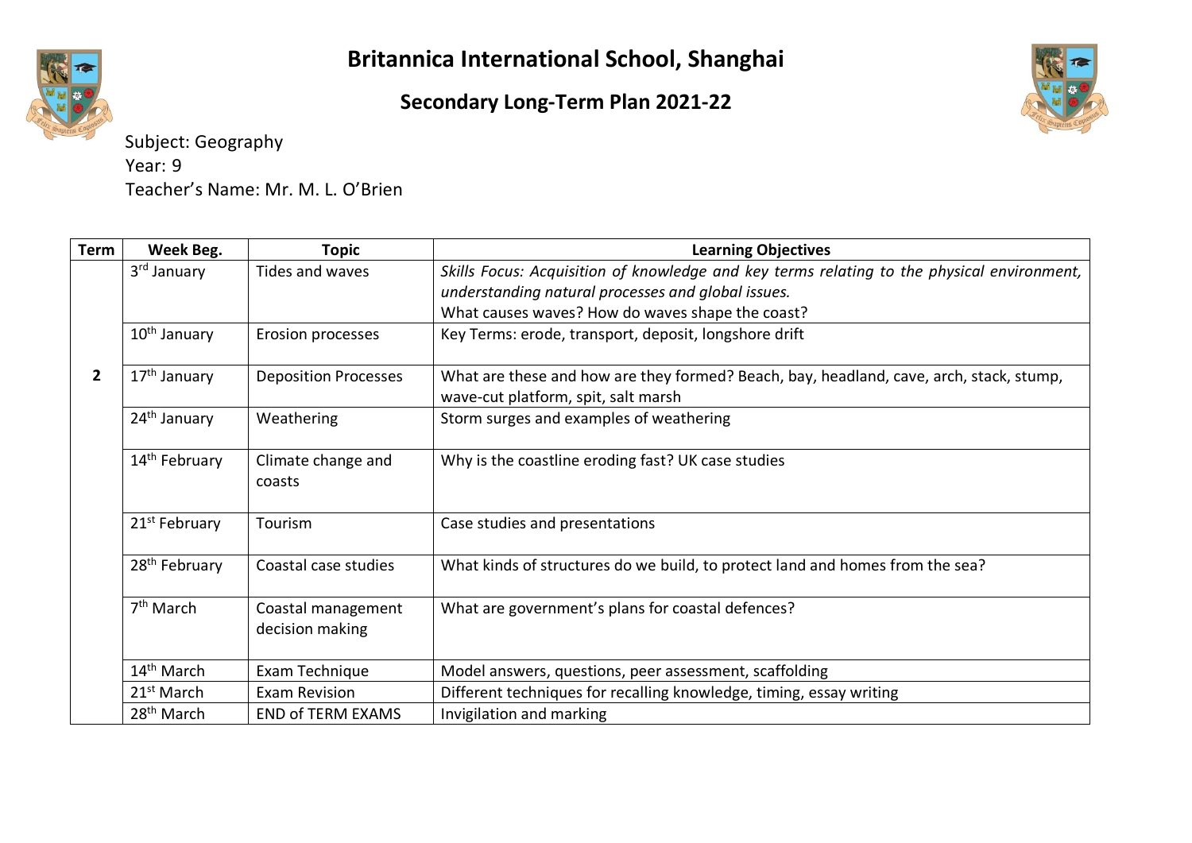# Britannica International School, Shanghai

## Secondary Long-Term Plan 2021-22

Subject: Geography
Year: 9
Teacher's Name: Mr. M. L. O'Brien

| Term | Week Beg. | Topic | Learning Objectives |
|---|---|---|---|
| 2 | 3rd January | Tides and waves | *Skills Focus: Acquisition of knowledge and key terms relating to the physical environment, understanding natural processes and global issues.* What causes waves? How do waves shape the coast? |
| | 10th January | Erosion processes | Key Terms: erode, transport, deposit, longshore drift |
| | 17th January | Deposition Processes | What are these and how are they formed? Beach, bay, headland, cave, arch, stack, stump, wave-cut platform, spit, salt marsh |
| | 24th January | Weathering | Storm surges and examples of weathering |
| | 14th February | Climate change and coasts | Why is the coastline eroding fast? UK case studies |
| | 21st February | Tourism | Case studies and presentations |
| | 28th February | Coastal case studies | What kinds of structures do we build, to protect land and homes from the sea? |
| | 7th March | Coastal management decision making | What are government's plans for coastal defences? |
| | 14th March | Exam Technique | Model answers, questions, peer assessment, scaffolding |
| | 21st March | Exam Revision | Different techniques for recalling knowledge, timing, essay writing |
| | 28th March | END of TERM EXAMS | Invigilation and marking |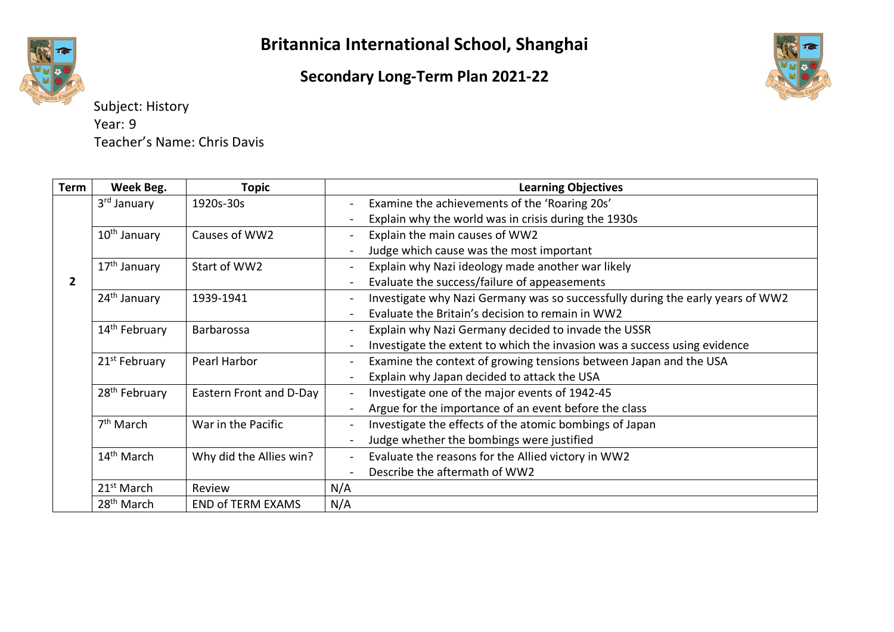# Britannica International School, Shanghai

## Secondary Long-Term Plan 2021-22

Subject: History
Year: 9
Teacher's Name: Chris Davis

| Term | Week Beg. | Topic | Learning Objectives |
|---|---|---|---|
| 2 | 3rd January | 1920s-30s | - Examine the achievements of the 'Roaring 20s'<br>- Explain why the world was in crisis during the 1930s |
| | 10th January | Causes of WW2 | - Explain the main causes of WW2<br>- Judge which cause was the most important |
| | 17th January | Start of WW2 | - Explain why Nazi ideology made another war likely<br>- Evaluate the success/failure of appeasements |
| | 24th January | 1939-1941 | - Investigate why Nazi Germany was so successfully during the early years of WW2<br>- Evaluate the Britain's decision to remain in WW2 |
| | 14th February | Barbarossa | - Explain why Nazi Germany decided to invade the USSR<br>- Investigate the extent to which the invasion was a success using evidence |
| | 21st February | Pearl Harbor | - Examine the context of growing tensions between Japan and the USA<br>- Explain why Japan decided to attack the USA |
| | 28th February | Eastern Front and D-Day | - Investigate one of the major events of 1942-45<br>- Argue for the importance of an event before the class |
| | 7th March | War in the Pacific | - Investigate the effects of the atomic bombings of Japan<br>- Judge whether the bombings were justified |
| | 14th March | Why did the Allies win? | - Evaluate the reasons for the Allied victory in WW2<br>- Describe the aftermath of WW2 |
| | 21st March | Review | N/A |
| | 28th March | END of TERM EXAMS | N/A |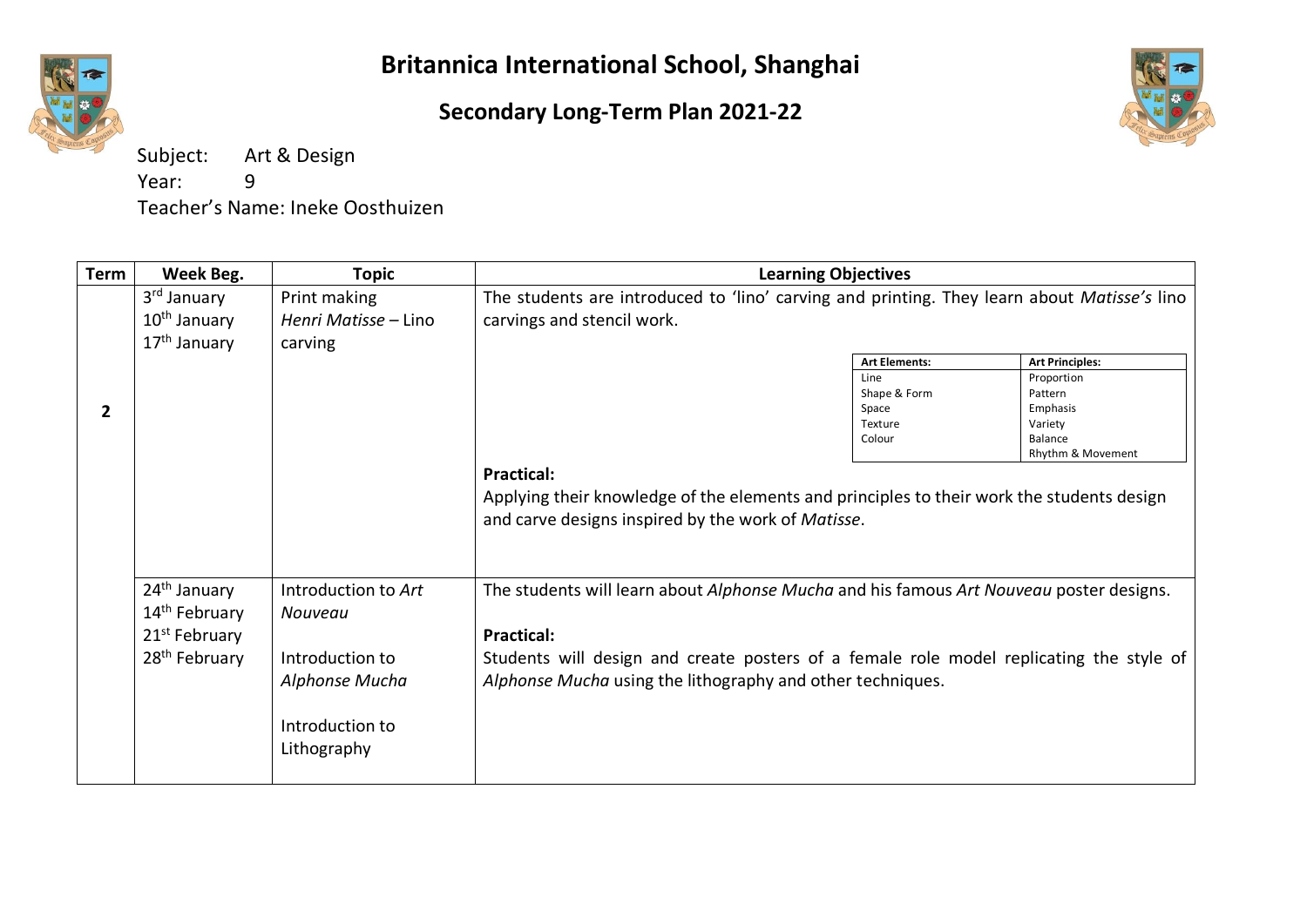# Britannica International School, Shanghai

## Secondary Long-Term Plan 2021-22

Subject: Art & Design
Year: 9
Teacher's Name: Ineke Oosthuizen

| Term | Week Beg. | Topic | Learning Objectives |
|---|---|---|---|
| 2 | 3rd January<br>10th January<br>17th January | Print making<br>*Henri Matisse* – Lino carving | The students are introduced to 'lino' carving and printing. They learn about *Matisse's* lino carvings and stencil work.<br><br>**Art Elements:** Line, Shape & Form, Space, Texture, Colour<br>**Art Principles:** Proportion, Pattern, Emphasis, Variety, Balance, Rhythm & Movement<br><br>**Practical:**<br>Applying their knowledge of the elements and principles to their work the students design and carve designs inspired by the work of *Matisse*. |
| | 24th January<br>14th February<br>21st February<br>28th February | Introduction to *Art Nouveau*<br><br>Introduction to *Alphonse Mucha*<br><br>Introduction to Lithography | The students will learn about *Alphonse Mucha* and his famous *Art Nouveau* poster designs.<br><br>**Practical:**<br>Students will design and create posters of a female role model replicating the style of *Alphonse Mucha* using the lithography and other techniques. |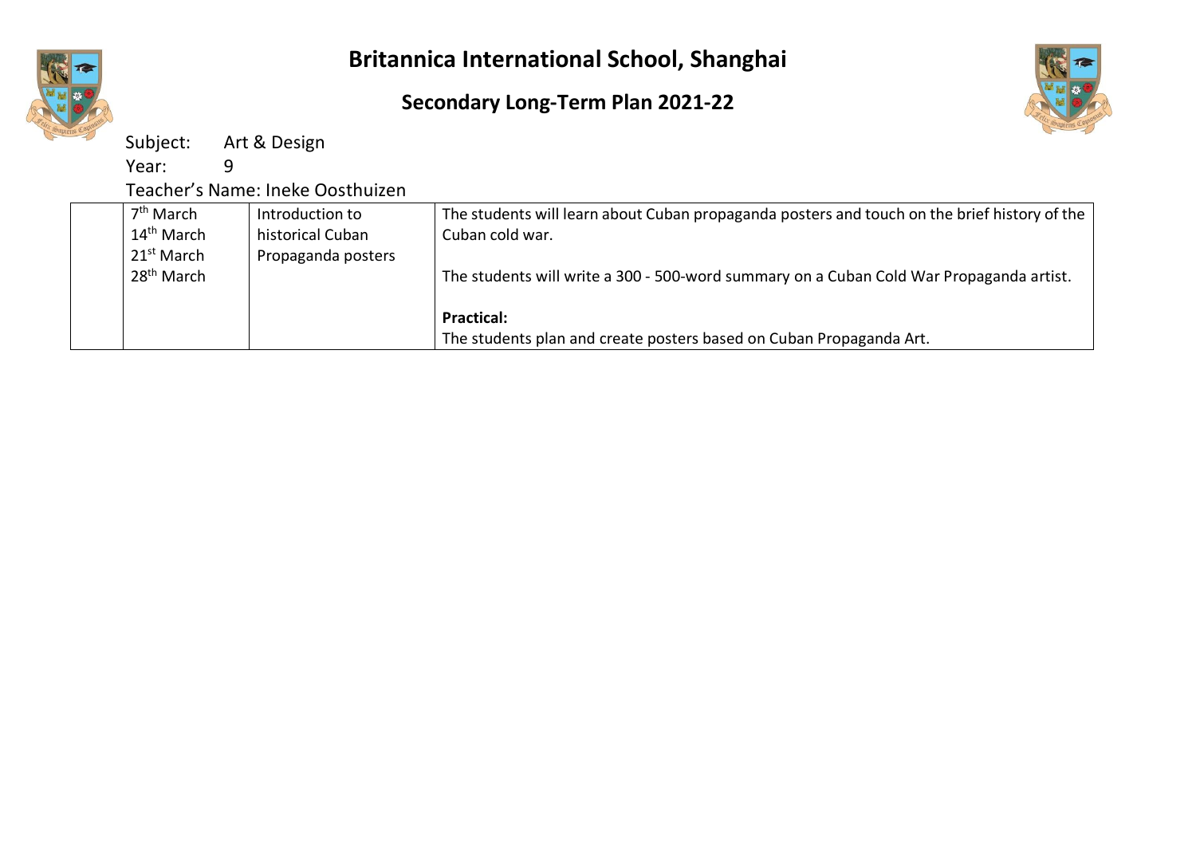# Britannica International School, Shanghai

## Secondary Long-Term Plan 2021-22

Subject: Art & Design

Year: 9

Teacher's Name: Ineke Oosthuizen

| | | | |
|---|---|---|---|
| | 7th March<br>14th March<br>21st March<br>28th March | Introduction to historical Cuban Propaganda posters | The students will learn about Cuban propaganda posters and touch on the brief history of the Cuban cold war.<br><br>The students will write a 300 - 500-word summary on a Cuban Cold War Propaganda artist.<br><br>**Practical:**<br>The students plan and create posters based on Cuban Propaganda Art. |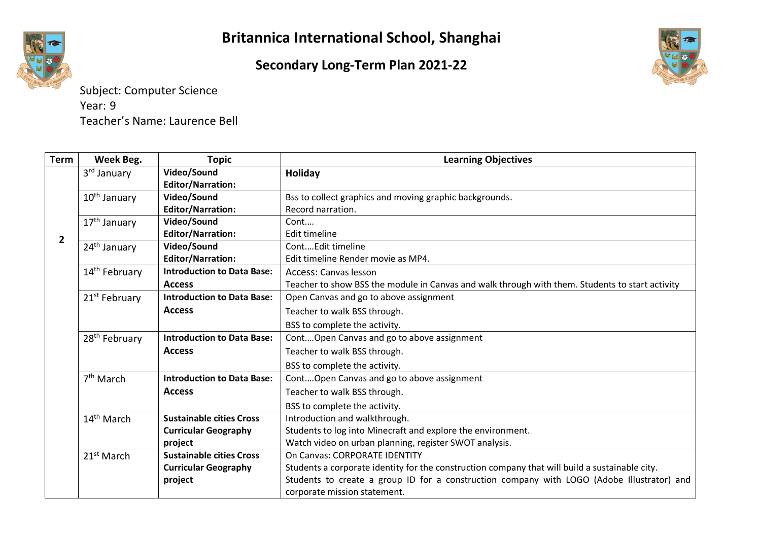# Britannica International School, Shanghai

## Secondary Long-Term Plan 2021-22

Subject: Computer Science
Year: 9
Teacher's Name: Laurence Bell

| Term | Week Beg. | Topic | Learning Objectives |
|---|---|---|---|
| 2 | 3rd January | **Video/Sound Editor/Narration:** | **Holiday** |
| | 10th January | **Video/Sound Editor/Narration:** | Bss to collect graphics and moving graphic backgrounds.<br>Record narration. |
| | 17th January | **Video/Sound Editor/Narration:** | Cont….<br>Edit timeline |
| | 24th January | **Video/Sound Editor/Narration:** | Cont….Edit timeline<br>Edit timeline Render movie as MP4. |
| | 14th February | **Introduction to Data Base: Access** | Access: Canvas lesson<br>Teacher to show BSS the module in Canvas and walk through with them. Students to start activity |
| | 21st February | **Introduction to Data Base: Access** | Open Canvas and go to above assignment<br>Teacher to walk BSS through.<br>BSS to complete the activity. |
| | 28th February | **Introduction to Data Base: Access** | Cont….Open Canvas and go to above assignment<br>Teacher to walk BSS through.<br>BSS to complete the activity. |
| | 7th March | **Introduction to Data Base: Access** | Cont….Open Canvas and go to above assignment<br>Teacher to walk BSS through.<br>BSS to complete the activity. |
| | 14th March | **Sustainable cities Cross Curricular Geography project** | Introduction and walkthrough.<br>Students to log into Minecraft and explore the environment.<br>Watch video on urban planning, register SWOT analysis. |
| | 21st March | **Sustainable cities Cross Curricular Geography project** | On Canvas: CORPORATE IDENTITY<br>Students a corporate identity for the construction company that will build a sustainable city.<br>Students to create a group ID for a construction company with LOGO (Adobe Illustrator) and corporate mission statement. |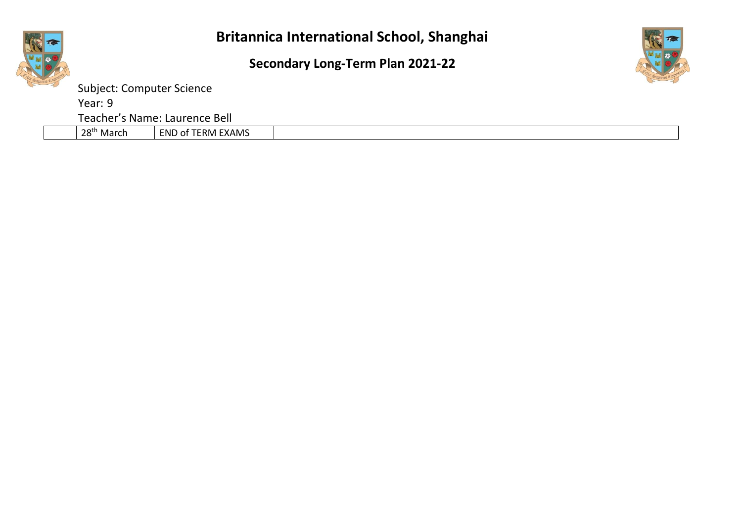# Britannica International School, Shanghai

## Secondary Long-Term Plan 2021-22

Subject: Computer Science

Year: 9

Teacher's Name: Laurence Bell

| | | | |
|---|---|---|---|
| | 28th March | END of TERM EXAMS | |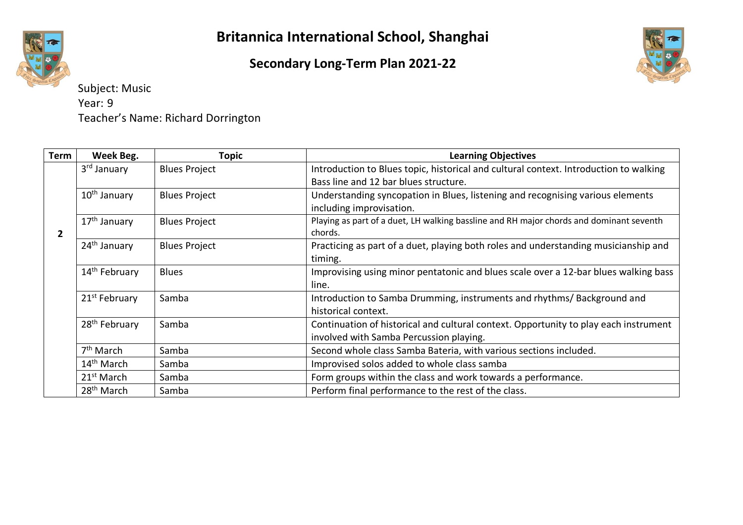# Britannica International School, Shanghai

## Secondary Long-Term Plan 2021-22

Subject: Music
Year: 9
Teacher's Name: Richard Dorrington

| Term | Week Beg. | Topic | Learning Objectives |
|---|---|---|---|
| 2 | 3rd January | Blues Project | Introduction to Blues topic, historical and cultural context. Introduction to walking Bass line and 12 bar blues structure. |
| | 10th January | Blues Project | Understanding syncopation in Blues, listening and recognising various elements including improvisation. |
| | 17th January | Blues Project | Playing as part of a duet, LH walking bassline and RH major chords and dominant seventh chords. |
| | 24th January | Blues Project | Practicing as part of a duet, playing both roles and understanding musicianship and timing. |
| | 14th February | Blues | Improvising using minor pentatonic and blues scale over a 12-bar blues walking bass line. |
| | 21st February | Samba | Introduction to Samba Drumming, instruments and rhythms/ Background and historical context. |
| | 28th February | Samba | Continuation of historical and cultural context. Opportunity to play each instrument involved with Samba Percussion playing. |
| | 7th March | Samba | Second whole class Samba Bateria, with various sections included. |
| | 14th March | Samba | Improvised solos added to whole class samba |
| | 21st March | Samba | Form groups within the class and work towards a performance. |
| | 28th March | Samba | Perform final performance to the rest of the class. |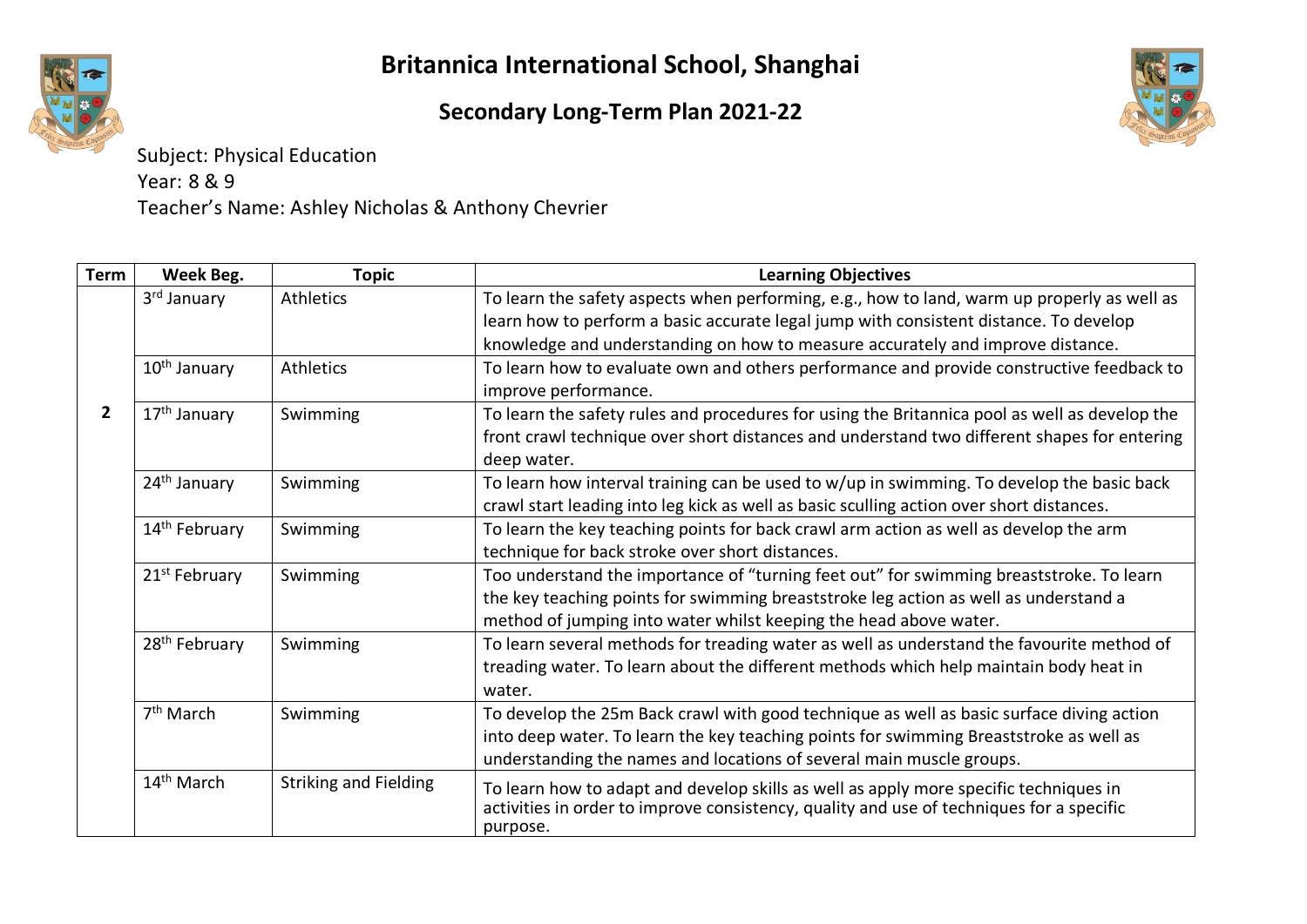# Britannica International School, Shanghai

## Secondary Long-Term Plan 2021-22

Subject: Physical Education
Year: 8 & 9
Teacher's Name: Ashley Nicholas & Anthony Chevrier

| Term | Week Beg. | Topic | Learning Objectives |
|---|---|---|---|
| 2 | 3rd January | Athletics | To learn the safety aspects when performing, e.g., how to land, warm up properly as well as learn how to perform a basic accurate legal jump with consistent distance. To develop knowledge and understanding on how to measure accurately and improve distance. |
| | 10th January | Athletics | To learn how to evaluate own and others performance and provide constructive feedback to improve performance. |
| | 17th January | Swimming | To learn the safety rules and procedures for using the Britannica pool as well as develop the front crawl technique over short distances and understand two different shapes for entering deep water. |
| | 24th January | Swimming | To learn how interval training can be used to w/up in swimming. To develop the basic back crawl start leading into leg kick as well as basic sculling action over short distances. |
| | 14th February | Swimming | To learn the key teaching points for back crawl arm action as well as develop the arm technique for back stroke over short distances. |
| | 21st February | Swimming | Too understand the importance of "turning feet out" for swimming breaststroke. To learn the key teaching points for swimming breaststroke leg action as well as understand a method of jumping into water whilst keeping the head above water. |
| | 28th February | Swimming | To learn several methods for treading water as well as understand the favourite method of treading water. To learn about the different methods which help maintain body heat in water. |
| | 7th March | Swimming | To develop the 25m Back crawl with good technique as well as basic surface diving action into deep water. To learn the key teaching points for swimming Breaststroke as well as understanding the names and locations of several main muscle groups. |
| | 14th March | Striking and Fielding | To learn how to adapt and develop skills as well as apply more specific techniques in activities in order to improve consistency, quality and use of techniques for a specific purpose. |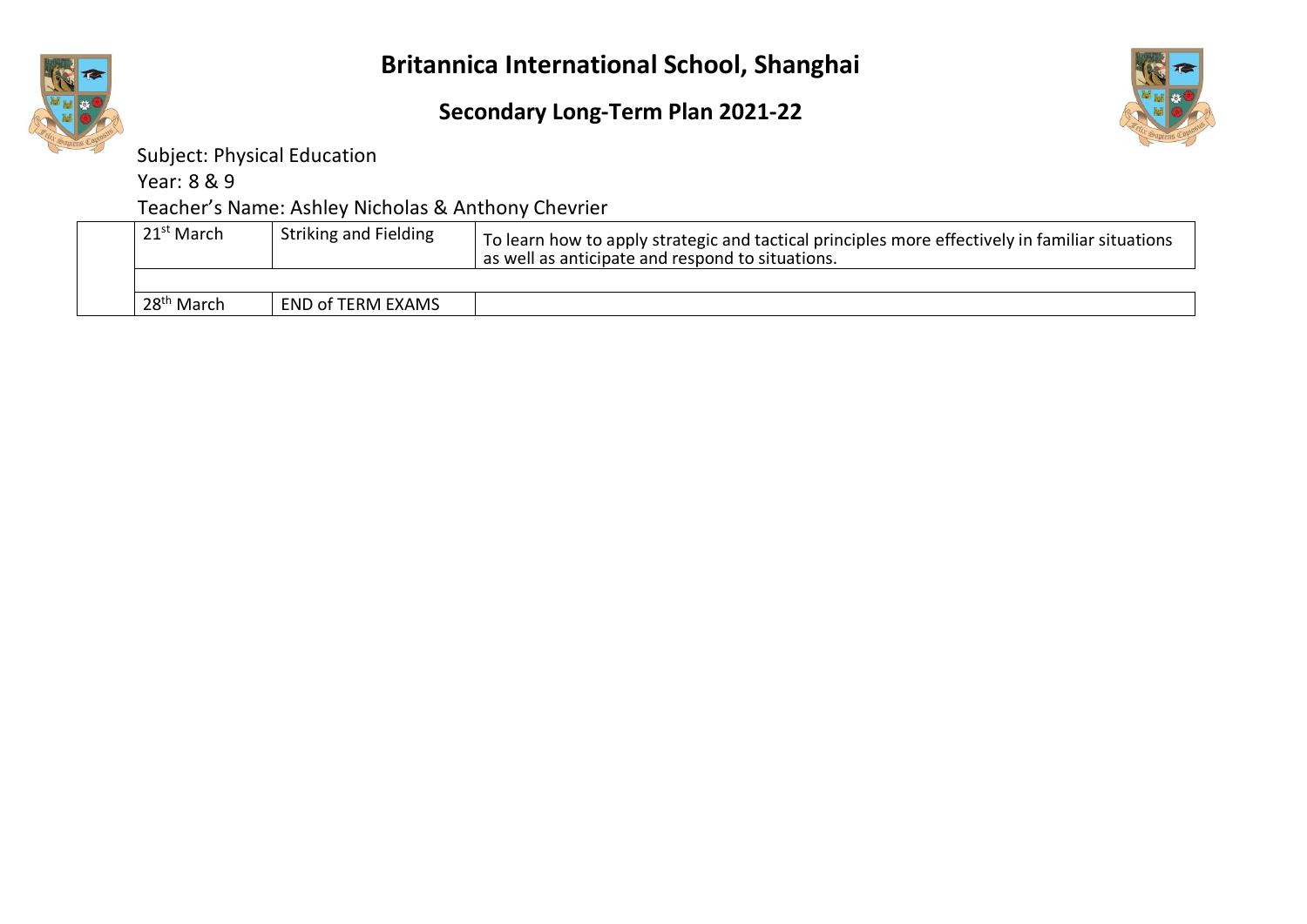# Britannica International School, Shanghai

## Secondary Long-Term Plan 2021-22

Subject: Physical Education

Year: 8 & 9

Teacher's Name: Ashley Nicholas & Anthony Chevrier

| | | | |
|---|---|---|---|
| | 21st March | Striking and Fielding | To learn how to apply strategic and tactical principles more effectively in familiar situations as well as anticipate and respond to situations. |
| | | | |
| | 28th March | END of TERM EXAMS | |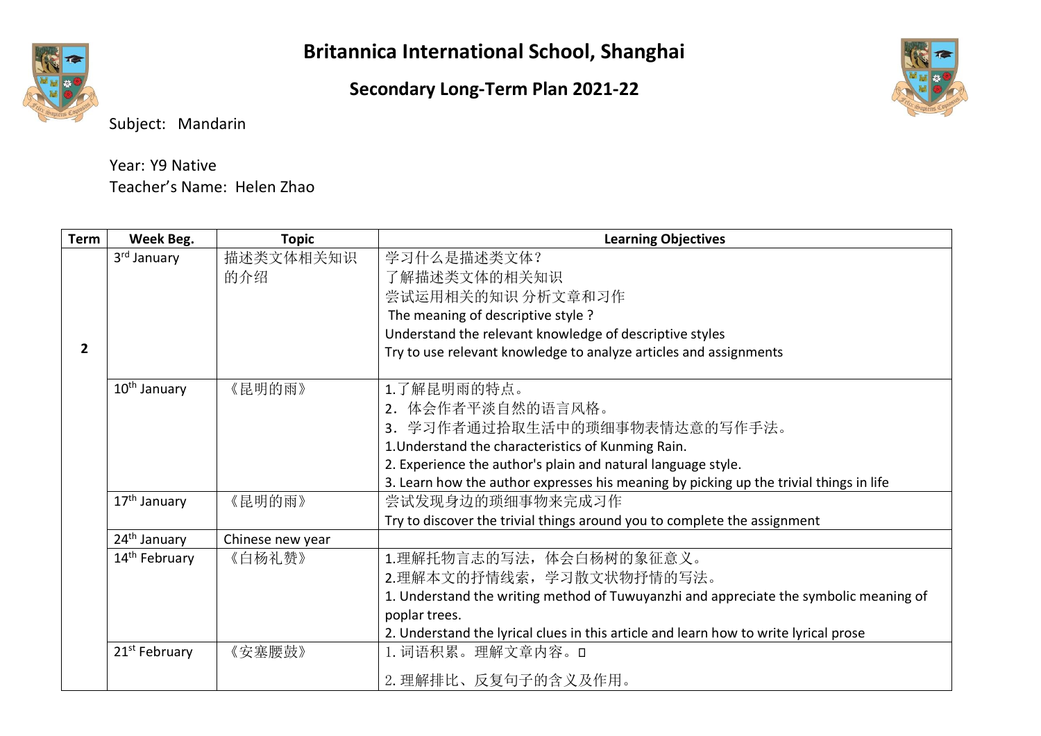# Britannica International School, Shanghai

## Secondary Long-Term Plan 2021-22

Subject: Mandarin

Year: Y9 Native
Teacher's Name: Helen Zhao

| Term | Week Beg. | Topic | Learning Objectives |
|---|---|---|---|
| 2 | 3rd January | 描述类文体相关知识的介绍 | 学习什么是描述类文体？<br>了解描述类文体的相关知识<br>尝试运用相关的知识 分析文章和习作<br>The meaning of descriptive style ?<br>Understand the relevant knowledge of descriptive styles<br>Try to use relevant knowledge to analyze articles and assignments |
| | 10th January | 《昆明的雨》 | 1.了解昆明雨的特点。<br>2．体会作者平淡自然的语言风格。<br>3．学习作者通过拾取生活中的琐细事物表情达意的写作手法。<br>1.Understand the characteristics of Kunming Rain.<br>2. Experience the author's plain and natural language style.<br>3. Learn how the author expresses his meaning by picking up the trivial things in life |
| | 17th January | 《昆明的雨》 | 尝试发现身边的琐细事物来完成习作<br>Try to discover the trivial things around you to complete the assignment |
| | 24th January | Chinese new year | |
| | 14th February | 《白杨礼赞》 | 1.理解托物言志的写法，体会白杨树的象征意义。<br>2.理解本文的抒情线索，学习散文状物抒情的写法。<br>1. Understand the writing method of Tuwuyanzhi and appreciate the symbolic meaning of poplar trees.<br>2. Understand the lyrical clues in this article and learn how to write lyrical prose |
| | 21st February | 《安塞腰鼓》 | 1. 词语积累。理解文章内容。<br>2. 理解排比、反复句子的含义及作用。 |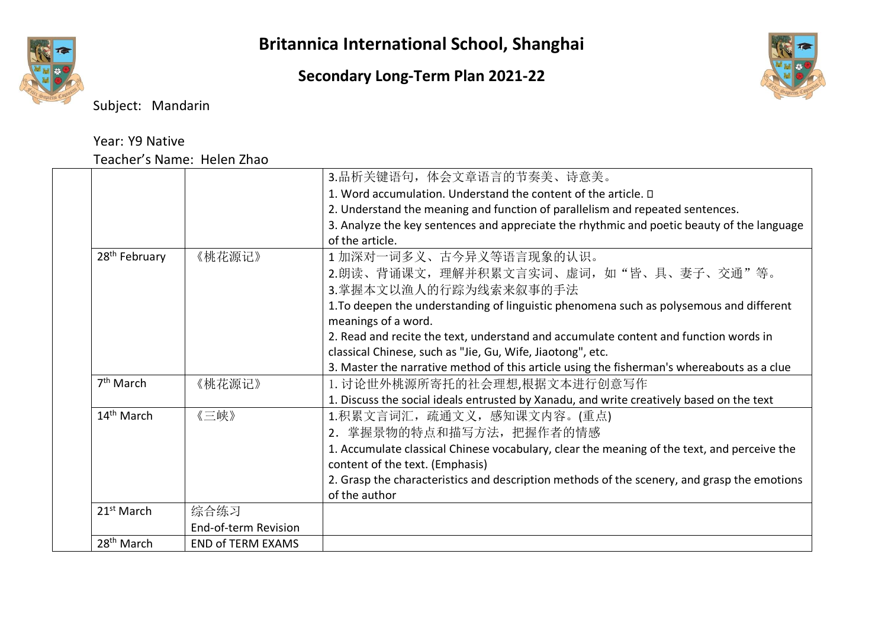# Britannica International School, Shanghai

## Secondary Long-Term Plan 2021-22

Subject: Mandarin

Year: Y9 Native

Teacher's Name: Helen Zhao

| | | | |
|---|---|---|---|
| | | | 3.品析关键语句，体会文章语言的节奏美、诗意美。<br>1. Word accumulation. Understand the content of the article. <br>2. Understand the meaning and function of parallelism and repeated sentences.<br>3. Analyze the key sentences and appreciate the rhythmic and poetic beauty of the language of the article. |
| | 28th February | 《桃花源记》 | 1 加深对一词多义、古今异义等语言现象的认识。<br>2.朗读、背诵课文，理解并积累文言实词、虚词，如"皆、具、妻子、交通"等。<br>3.掌握本文以渔人的行踪为线索来叙事的手法<br>1.To deepen the understanding of linguistic phenomena such as polysemous and different meanings of a word.<br>2. Read and recite the text, understand and accumulate content and function words in classical Chinese, such as "Jie, Gu, Wife, Jiaotong", etc.<br>3. Master the narrative method of this article using the fisherman's whereabouts as a clue |
| | 7th March | 《桃花源记》 | 1. 讨论世外桃源所寄托的社会理想,根据文本进行创意写作<br>1. Discuss the social ideals entrusted by Xanadu, and write creatively based on the text |
| | 14th March | 《三峡》 | 1.积累文言词汇，疏通文义，感知课文内容。(重点)<br>2．掌握景物的特点和描写方法，把握作者的情感<br>1. Accumulate classical Chinese vocabulary, clear the meaning of the text, and perceive the content of the text. (Emphasis)<br>2. Grasp the characteristics and description methods of the scenery, and grasp the emotions of the author |
| | 21st March | 综合练习<br>End-of-term Revision | |
| | 28th March | END of TERM EXAMS | |